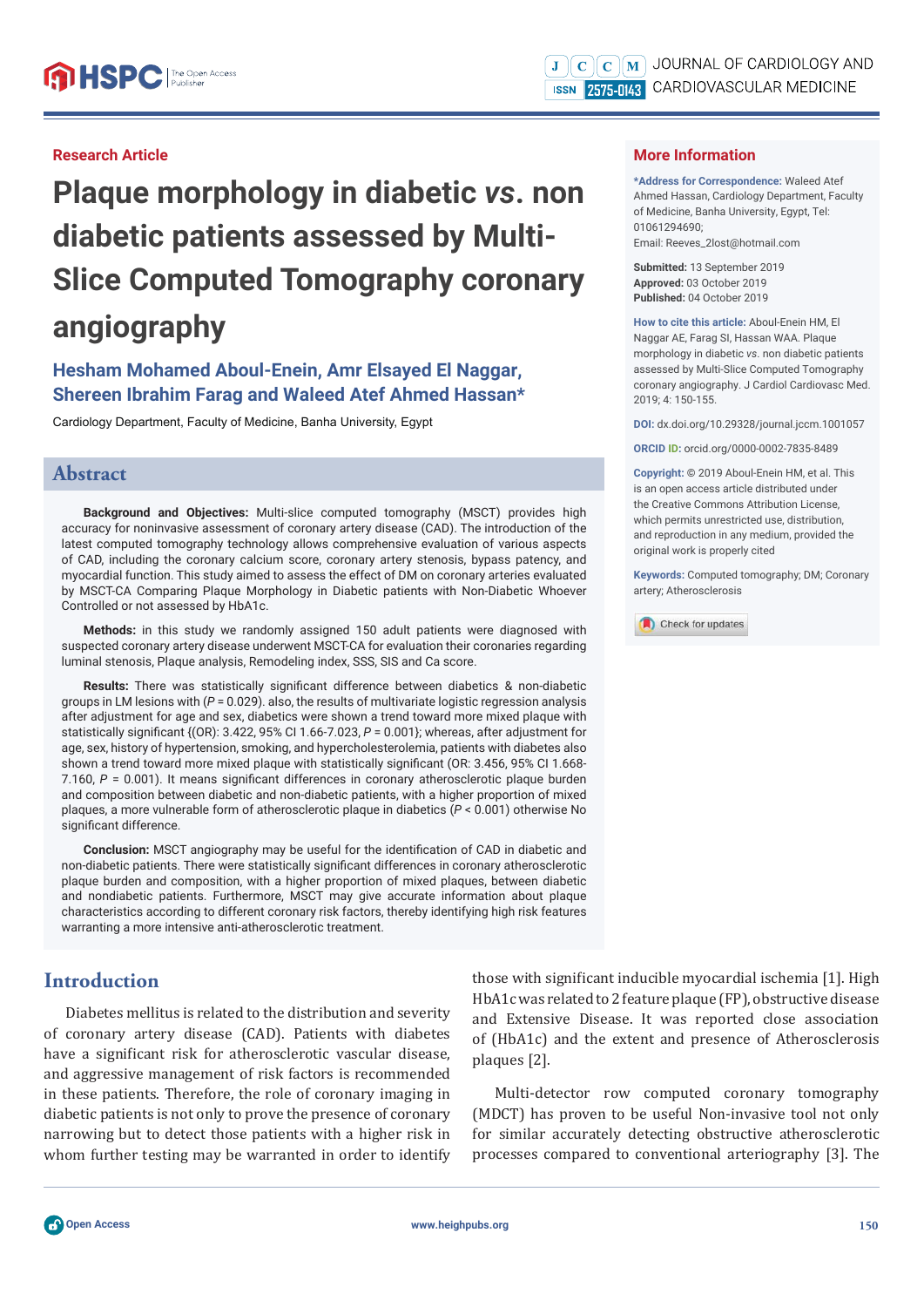Research Article

# Plaque morphology in diabetic *vs*. non diabetic patients assessed by Multi-Slice Computed Tomography coronary angiography

## Hesham Mohamed Aboul-Enein, Amr Elsayed El Naggar, Shereen Ibrahim Farag and Waleed Atef Ahmed Hassan*

Cardiology Department, Faculty of Medicine, Banha University, Egypt

## More Information

***Address for Correspondence:** Waleed Atef Ahmed Hassan, Cardiology Department, Faculty of Medicine, Banha University, Egypt, Tel: 01061294690; Email: Reeves_2lost@hotmail.com

**Submitted:** 13 September 2019
**Approved:** 03 October 2019
**Published:** 04 October 2019

**How to cite this article:** Aboul-Enein HM, El Naggar AE, Farag SI, Hassan WAA. Plaque morphology in diabetic *vs*. non diabetic patients assessed by Multi-Slice Computed Tomography coronary angiography. J Cardiol Cardiovasc Med. 2019; 4: 150-155.

**DOI:** dx.doi.org/10.29328/journal.jccm.1001057

**ORCID ID:** orcid.org/0000-0002-7835-8489

**Copyright:** © 2019 Aboul-Enein HM, et al. This is an open access article distributed under the Creative Commons Attribution License, which permits unrestricted use, distribution, and reproduction in any medium, provided the original work is properly cited

**Keywords:** Computed tomography; DM; Coronary artery; Atherosclerosis

## Abstract

**Background and Objectives:** Multi-slice computed tomography (MSCT) provides high accuracy for noninvasive assessment of coronary artery disease (CAD). The introduction of the latest computed tomography technology allows comprehensive evaluation of various aspects of CAD, including the coronary calcium score, coronary artery stenosis, bypass patency, and myocardial function. This study aimed to assess the effect of DM on coronary arteries evaluated by MSCT-CA Comparing Plaque Morphology in Diabetic patients with Non-Diabetic Whoever Controlled or not assessed by HbA1c.

**Methods:** in this study we randomly assigned 150 adult patients were diagnosed with suspected coronary artery disease underwent MSCT-CA for evaluation their coronaries regarding luminal stenosis, Plaque analysis, Remodeling index, SSS, SIS and Ca score.

**Results:** There was statistically significant difference between diabetics & non-diabetic groups in LM lesions with ($P$ = 0.029). also, the results of multivariate logistic regression analysis after adjustment for age and sex, diabetics were shown a trend toward more mixed plaque with statistically significant {(OR): 3.422, 95% CI 1.66-7.023, $P$ = 0.001}; whereas, after adjustment for age, sex, history of hypertension, smoking, and hypercholesterolemia, patients with diabetes also shown a trend toward more mixed plaque with statistically significant (OR: 3.456, 95% CI 1.668-7.160, $P$ = 0.001). It means significant differences in coronary atherosclerotic plaque burden and composition between diabetic and non-diabetic patients, with a higher proportion of mixed plaques, a more vulnerable form of atherosclerotic plaque in diabetics ($P$ < 0.001) otherwise No significant difference.

**Conclusion:** MSCT angiography may be useful for the identification of CAD in diabetic and non-diabetic patients. There were statistically significant differences in coronary atherosclerotic plaque burden and composition, with a higher proportion of mixed plaques, between diabetic and nondiabetic patients. Furthermore, MSCT may give accurate information about plaque characteristics according to different coronary risk factors, thereby identifying high risk features warranting a more intensive anti-atherosclerotic treatment.

## Introduction

Diabetes mellitus is related to the distribution and severity of coronary artery disease (CAD). Patients with diabetes have a significant risk for atherosclerotic vascular disease, and aggressive management of risk factors is recommended in these patients. Therefore, the role of coronary imaging in diabetic patients is not only to prove the presence of coronary narrowing but to detect those patients with a higher risk in whom further testing may be warranted in order to identify those with significant inducible myocardial ischemia [1]. High HbA1c was related to 2 feature plaque (FP), obstructive disease and Extensive Disease. It was reported close association of (HbA1c) and the extent and presence of Atherosclerosis plaques [2].

Multi-detector row computed coronary tomography (MDCT) has proven to be useful Non-invasive tool not only for similar accurately detecting obstructive atherosclerotic processes compared to conventional arteriography [3]. The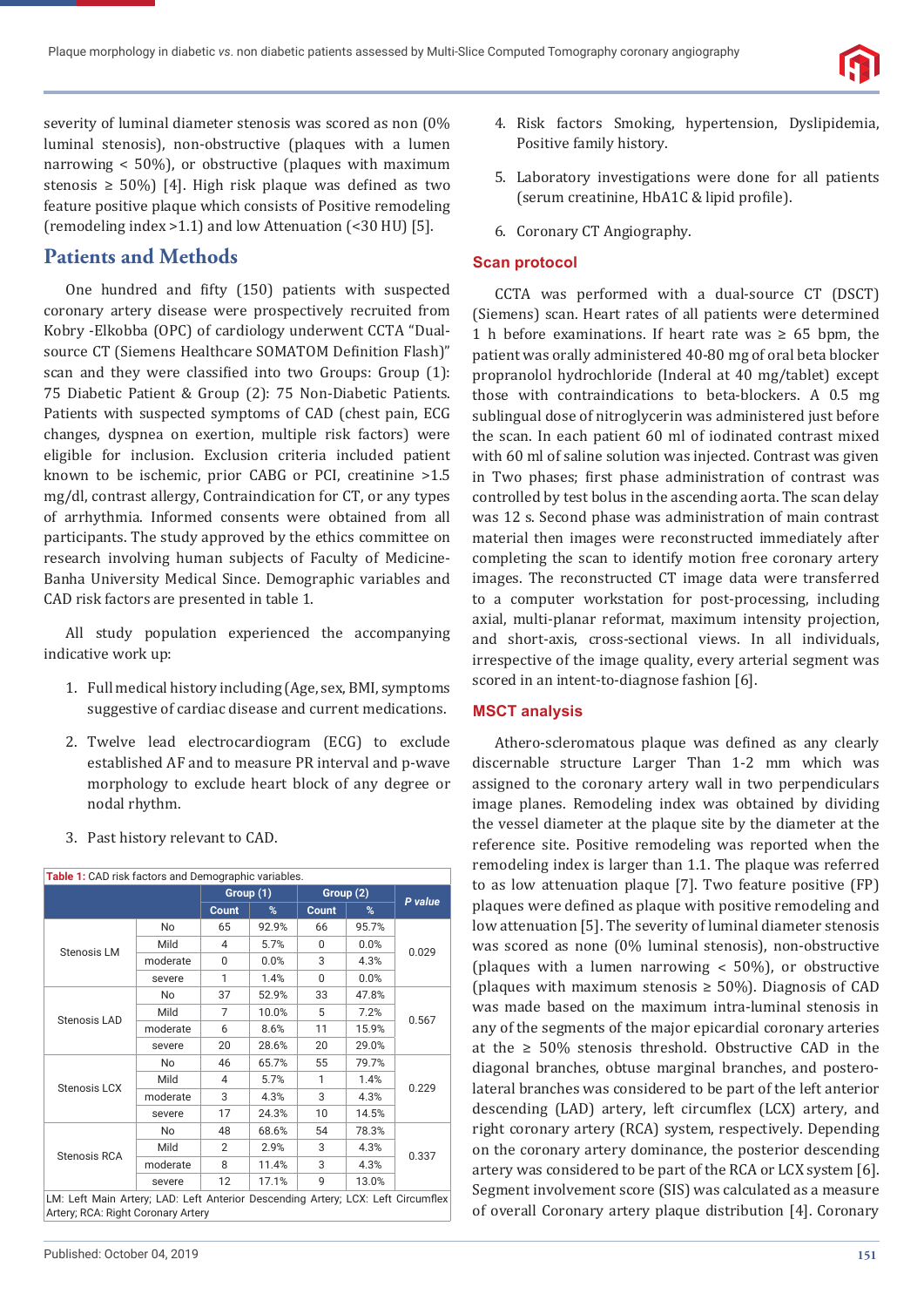severity of luminal diameter stenosis was scored as non (0% luminal stenosis), non-obstructive (plaques with a lumen narrowing < 50%), or obstructive (plaques with maximum stenosis ≥ 50%) [4]. High risk plaque was defined as two feature positive plaque which consists of Positive remodeling (remodeling index >1.1) and low Attenuation (<30 HU) [5].

## Patients and Methods

One hundred and fifty (150) patients with suspected coronary artery disease were prospectively recruited from Kobry -Elkobba (OPC) of cardiology underwent CCTA "Dual-source CT (Siemens Healthcare SOMATOM Definition Flash)" scan and they were classified into two Groups: Group (1): 75 Diabetic Patient & Group (2): 75 Non-Diabetic Patients. Patients with suspected symptoms of CAD (chest pain, ECG changes, dyspnea on exertion, multiple risk factors) were eligible for inclusion. Exclusion criteria included patient known to be ischemic, prior CABG or PCI, creatinine >1.5 mg/dl, contrast allergy, Contraindication for CT, or any types of arrhythmia. Informed consents were obtained from all participants. The study approved by the ethics committee on research involving human subjects of Faculty of Medicine-Banha University Medical Since. Demographic variables and CAD risk factors are presented in table 1.

All study population experienced the accompanying indicative work up:

1. Full medical history including (Age, sex, BMI, symptoms suggestive of cardiac disease and current medications.
2. Twelve lead electrocardiogram (ECG) to exclude established AF and to measure PR interval and p-wave morphology to exclude heart block of any degree or nodal rhythm.
3. Past history relevant to CAD.
4. Risk factors Smoking, hypertension, Dyslipidemia, Positive family history.
5. Laboratory investigations were done for all patients (serum creatinine, HbA1C & lipid profile).
6. Coronary CT Angiography.

**Table 1:** CAD risk factors and Demographic variables.

| | | Group (1) | | Group (2) | | P value |
|---|---|---|---|---|---|---|
| | | Count | % | Count | % | |
| Stenosis LM | No | 65 | 92.9% | 66 | 95.7% | 0.029 |
| | Mild | 4 | 5.7% | 0 | 0.0% | |
| | moderate | 0 | 0.0% | 3 | 4.3% | |
| | severe | 1 | 1.4% | 0 | 0.0% | |
| Stenosis LAD | No | 37 | 52.9% | 33 | 47.8% | 0.567 |
| | Mild | 7 | 10.0% | 5 | 7.2% | |
| | moderate | 6 | 8.6% | 11 | 15.9% | |
| | severe | 20 | 28.6% | 20 | 29.0% | |
| Stenosis LCX | No | 46 | 65.7% | 55 | 79.7% | 0.229 |
| | Mild | 4 | 5.7% | 1 | 1.4% | |
| | moderate | 3 | 4.3% | 3 | 4.3% | |
| | severe | 17 | 24.3% | 10 | 14.5% | |
| Stenosis RCA | No | 48 | 68.6% | 54 | 78.3% | 0.337 |
| | Mild | 2 | 2.9% | 3 | 4.3% | |
| | moderate | 8 | 11.4% | 3 | 4.3% | |
| | severe | 12 | 17.1% | 9 | 13.0% | |

LM: Left Main Artery; LAD: Left Anterior Descending Artery; LCX: Left Circumflex Artery; RCA: Right Coronary Artery

### Scan protocol

CCTA was performed with a dual-source CT (DSCT) (Siemens) scan. Heart rates of all patients were determined 1 h before examinations. If heart rate was ≥ 65 bpm, the patient was orally administered 40-80 mg of oral beta blocker propranolol hydrochloride (Inderal at 40 mg/tablet) except those with contraindications to beta-blockers. A 0.5 mg sublingual dose of nitroglycerin was administered just before the scan. In each patient 60 ml of iodinated contrast mixed with 60 ml of saline solution was injected. Contrast was given in Two phases; first phase administration of contrast was controlled by test bolus in the ascending aorta. The scan delay was 12 s. Second phase was administration of main contrast material then images were reconstructed immediately after completing the scan to identify motion free coronary artery images. The reconstructed CT image data were transferred to a computer workstation for post-processing, including axial, multi-planar reformat, maximum intensity projection, and short-axis, cross-sectional views. In all individuals, irrespective of the image quality, every arterial segment was scored in an intent-to-diagnose fashion [6].

### MSCT analysis

Athero-scleromatous plaque was defined as any clearly discernable structure Larger Than 1-2 mm which was assigned to the coronary artery wall in two perpendiculars image planes. Remodeling index was obtained by dividing the vessel diameter at the plaque site by the diameter at the reference site. Positive remodeling was reported when the remodeling index is larger than 1.1. The plaque was referred to as low attenuation plaque [7]. Two feature positive (FP) plaques were defined as plaque with positive remodeling and low attenuation [5]. The severity of luminal diameter stenosis was scored as none (0% luminal stenosis), non-obstructive (plaques with a lumen narrowing < 50%), or obstructive (plaques with maximum stenosis ≥ 50%). Diagnosis of CAD was made based on the maximum intra-luminal stenosis in any of the segments of the major epicardial coronary arteries at the ≥ 50% stenosis threshold. Obstructive CAD in the diagonal branches, obtuse marginal branches, and postero-lateral branches was considered to be part of the left anterior descending (LAD) artery, left circumflex (LCX) artery, and right coronary artery (RCA) system, respectively. Depending on the coronary artery dominance, the posterior descending artery was considered to be part of the RCA or LCX system [6]. Segment involvement score (SIS) was calculated as a measure of overall Coronary artery plaque distribution [4]. Coronary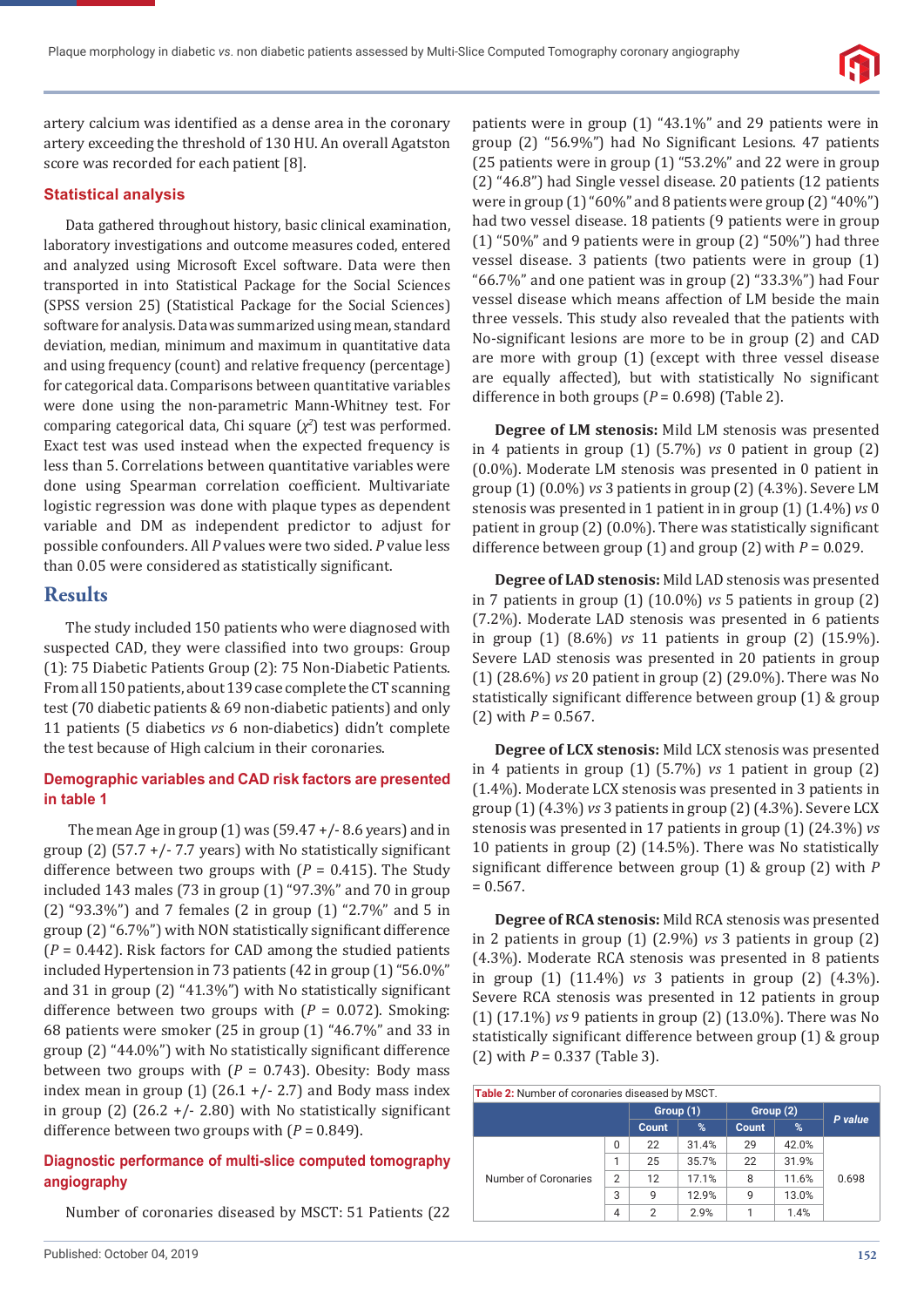artery calcium was identified as a dense area in the coronary artery exceeding the threshold of 130 HU. An overall Agatston score was recorded for each patient [8].

### Statistical analysis

Data gathered throughout history, basic clinical examination, laboratory investigations and outcome measures coded, entered and analyzed using Microsoft Excel software. Data were then transported in into Statistical Package for the Social Sciences (SPSS version 25) (Statistical Package for the Social Sciences) software for analysis. Data was summarized using mean, standard deviation, median, minimum and maximum in quantitative data and using frequency (count) and relative frequency (percentage) for categorical data. Comparisons between quantitative variables were done using the non-parametric Mann-Whitney test. For comparing categorical data, Chi square ($\chi^2$) test was performed. Exact test was used instead when the expected frequency is less than 5. Correlations between quantitative variables were done using Spearman correlation coefficient. Multivariate logistic regression was done with plaque types as dependent variable and DM as independent predictor to adjust for possible confounders. All *P* values were two sided. *P* value less than 0.05 were considered as statistically significant.

## Results

The study included 150 patients who were diagnosed with suspected CAD, they were classified into two groups: Group (1): 75 Diabetic Patients Group (2): 75 Non-Diabetic Patients. From all 150 patients, about 139 case complete the CT scanning test (70 diabetic patients & 69 non-diabetic patients) and only 11 patients (5 diabetics *vs* 6 non-diabetics) didn't complete the test because of High calcium in their coronaries.

### Demographic variables and CAD risk factors are presented in table 1

The mean Age in group (1) was (59.47 +/- 8.6 years) and in group (2) (57.7 +/- 7.7 years) with No statistically significant difference between two groups with (*P* = 0.415). The Study included 143 males (73 in group (1) "97.3%" and 70 in group (2) "93.3%") and 7 females (2 in group (1) "2.7%" and 5 in group (2) "6.7%") with NON statistically significant difference (*P* = 0.442). Risk factors for CAD among the studied patients included Hypertension in 73 patients (42 in group (1) "56.0%" and 31 in group (2) "41.3%") with No statistically significant difference between two groups with (*P* = 0.072). Smoking: 68 patients were smoker (25 in group (1) "46.7%" and 33 in group (2) "44.0%") with No statistically significant difference between two groups with (*P* = 0.743). Obesity: Body mass index mean in group (1) (26.1 +/- 2.7) and Body mass index in group (2) (26.2 +/- 2.80) with No statistically significant difference between two groups with (*P* = 0.849).

### Diagnostic performance of multi-slice computed tomography angiography

Number of coronaries diseased by MSCT: 51 Patients (22 patients were in group (1) "43.1%" and 29 patients were in group (2) "56.9%") had No Significant Lesions. 47 patients (25 patients were in group (1) "53.2%" and 22 were in group (2) "46.8") had Single vessel disease. 20 patients (12 patients were in group (1) "60%" and 8 patients were group (2) "40%") had two vessel disease. 18 patients (9 patients were in group (1) "50%" and 9 patients were in group (2) "50%") had three vessel disease. 3 patients (two patients were in group (1) "66.7%" and one patient was in group (2) "33.3%") had Four vessel disease which means affection of LM beside the main three vessels. This study also revealed that the patients with No-significant lesions are more to be in group (2) and CAD are more with group (1) (except with three vessel disease are equally affected), but with statistically No significant difference in both groups (*P* = 0.698) (Table 2).

**Degree of LM stenosis:** Mild LM stenosis was presented in 4 patients in group (1) (5.7%) *vs* 0 patient in group (2) (0.0%). Moderate LM stenosis was presented in 0 patient in group (1) (0.0%) *vs* 3 patients in group (2) (4.3%). Severe LM stenosis was presented in 1 patient in in group (1) (1.4%) *vs* 0 patient in group (2) (0.0%). There was statistically significant difference between group (1) and group (2) with *P* = 0.029.

**Degree of LAD stenosis:** Mild LAD stenosis was presented in 7 patients in group (1) (10.0%) *vs* 5 patients in group (2) (7.2%). Moderate LAD stenosis was presented in 6 patients in group (1) (8.6%) *vs* 11 patients in group (2) (15.9%). Severe LAD stenosis was presented in 20 patients in group (1) (28.6%) *vs* 20 patient in group (2) (29.0%). There was No statistically significant difference between group (1) & group (2) with *P* = 0.567.

**Degree of LCX stenosis:** Mild LCX stenosis was presented in 4 patients in group (1) (5.7%) *vs* 1 patient in group (2) (1.4%). Moderate LCX stenosis was presented in 3 patients in group (1) (4.3%) *vs* 3 patients in group (2) (4.3%). Severe LCX stenosis was presented in 17 patients in group (1) (24.3%) *vs* 10 patients in group (2) (14.5%). There was No statistically significant difference between group (1) & group (2) with *P* = 0.567.

**Degree of RCA stenosis:** Mild RCA stenosis was presented in 2 patients in group (1) (2.9%) *vs* 3 patients in group (2) (4.3%). Moderate RCA stenosis was presented in 8 patients in group (1) (11.4%) *vs* 3 patients in group (2) (4.3%). Severe RCA stenosis was presented in 12 patients in group (1) (17.1%) *vs* 9 patients in group (2) (13.0%). There was No statistically significant difference between group (1) & group (2) with *P* = 0.337 (Table 3).

**Table 2:** Number of coronaries diseased by MSCT.

| | | Group (1) | | Group (2) | | *P value* |
|---|---|---|---|---|---|---|
| | | Count | % | Count | % | |
| Number of Coronaries | 0 | 22 | 31.4% | 29 | 42.0% | 0.698 |
| | 1 | 25 | 35.7% | 22 | 31.9% | |
| | 2 | 12 | 17.1% | 8 | 11.6% | |
| | 3 | 9 | 12.9% | 9 | 13.0% | |
| | 4 | 2 | 2.9% | 1 | 1.4% | |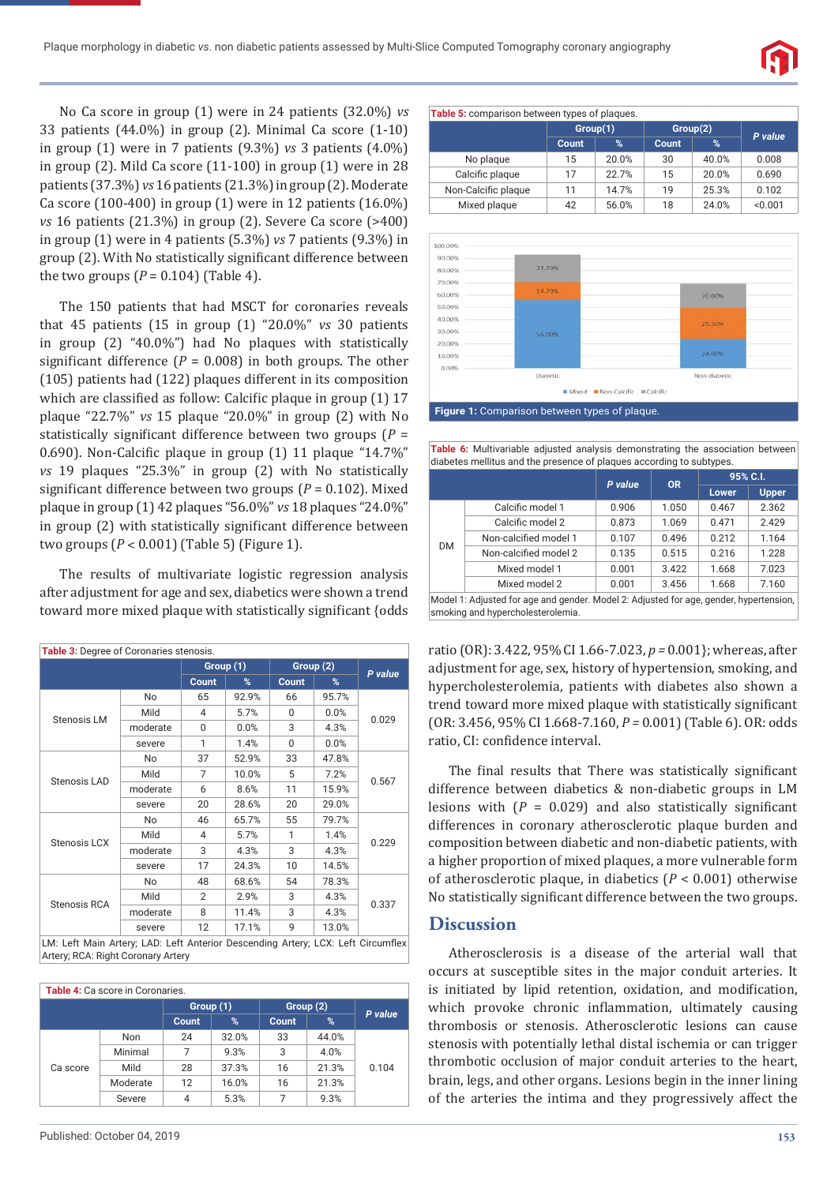No Ca score in group (1) were in 24 patients (32.0%) *vs* 33 patients (44.0%) in group (2). Minimal Ca score (1-10) in group (1) were in 7 patients (9.3%) *vs* 3 patients (4.0%) in group (2). Mild Ca score (11-100) in group (1) were in 28 patients (37.3%) *vs* 16 patients (21.3%) in group (2). Moderate Ca score (100-400) in group (1) were in 12 patients (16.0%) *vs* 16 patients (21.3%) in group (2). Severe Ca score (>400) in group (1) were in 4 patients (5.3%) *vs* 7 patients (9.3%) in group (2). With No statistically significant difference between the two groups ($P$ = 0.104) (Table 4).

The 150 patients that had MSCT for coronaries reveals that 45 patients (15 in group (1) "20.0%" *vs* 30 patients in group (2) "40.0%") had No plaques with statistically significant difference ($P$ = 0.008) in both groups. The other (105) patients had (122) plaques different in its composition which are classified as follow: Calcific plaque in group (1) 17 plaque "22.7%" *vs* 15 plaque "20.0%" in group (2) with No statistically significant difference between two groups ($P$ = 0.690). Non-Calcific plaque in group (1) 11 plaque "14.7%" *vs* 19 plaques "25.3%" in group (2) with No statistically significant difference between two groups ($P$ = 0.102). Mixed plaque in group (1) 42 plaques "56.0%" *vs* 18 plaques "24.0%" in group (2) with statistically significant difference between two groups ($P$ < 0.001) (Table 5) (Figure 1).

The results of multivariate logistic regression analysis after adjustment for age and sex, diabetics were shown a trend toward more mixed plaque with statistically significant {odds ratio (OR): 3.422, 95% CI 1.66-7.023, $p$ = 0.001}; whereas, after adjustment for age, sex, history of hypertension, smoking, and hypercholesterolemia, patients with diabetes also shown a trend toward more mixed plaque with statistically significant (OR: 3.456, 95% CI 1.668-7.160, $P$ = 0.001) (Table 6). OR: odds ratio, CI: confidence interval.

**Table 3:** Degree of Coronaries stenosis.

| | | Group (1) | | Group (2) | | P value |
|---|---|---|---|---|---|---|
| | | Count | % | Count | % | |
| Stenosis LM | No | 65 | 92.9% | 66 | 95.7% | 0.029 |
| | Mild | 4 | 5.7% | 0 | 0.0% | |
| | moderate | 0 | 0.0% | 3 | 4.3% | |
| | severe | 1 | 1.4% | 0 | 0.0% | |
| Stenosis LAD | No | 37 | 52.9% | 33 | 47.8% | 0.567 |
| | Mild | 7 | 10.0% | 5 | 7.2% | |
| | moderate | 6 | 8.6% | 11 | 15.9% | |
| | severe | 20 | 28.6% | 20 | 29.0% | |
| Stenosis LCX | No | 46 | 65.7% | 55 | 79.7% | 0.229 |
| | Mild | 4 | 5.7% | 1 | 1.4% | |
| | moderate | 3 | 4.3% | 3 | 4.3% | |
| | severe | 17 | 24.3% | 10 | 14.5% | |
| Stenosis RCA | No | 48 | 68.6% | 54 | 78.3% | 0.337 |
| | Mild | 2 | 2.9% | 3 | 4.3% | |
| | moderate | 8 | 11.4% | 3 | 4.3% | |
| | severe | 12 | 17.1% | 9 | 13.0% | |

LM: Left Main Artery; LAD: Left Anterior Descending Artery; LCX: Left Circumflex Artery; RCA: Right Coronary Artery

**Table 4:** Ca score in Coronaries.

| | | Group (1) | | Group (2) | | P value |
|---|---|---|---|---|---|---|
| | | Count | % | Count | % | |
| Ca score | Non | 24 | 32.0% | 33 | 44.0% | 0.104 |
| | Minimal | 7 | 9.3% | 3 | 4.0% | |
| | Mild | 28 | 37.3% | 16 | 21.3% | |
| | Moderate | 12 | 16.0% | 16 | 21.3% | |
| | Severe | 4 | 5.3% | 7 | 9.3% | |

**Table 5:** comparison between types of plaques.

| | Group(1) | | Group(2) | | P value |
|---|---|---|---|---|---|
| | Count | % | Count | % | |
| No plaque | 15 | 20.0% | 30 | 40.0% | 0.008 |
| Calcific plaque | 17 | 22.7% | 15 | 20.0% | 0.690 |
| Non-Calcific plaque | 11 | 14.7% | 19 | 25.3% | 0.102 |
| Mixed plaque | 42 | 56.0% | 18 | 24.0% | <0.001 |

**Figure 1:** Comparison between types of plaque.

**Table 6:** Multivariable adjusted analysis demonstrating the association between diabetes mellitus and the presence of plaques according to subtypes.

| | | P value | OR | 95% C.I. | |
|---|---|---|---|---|---|
| | | | | Lower | Upper |
| DM | Calcific model 1 | 0.906 | 1.050 | 0.467 | 2.362 |
| | Calcific model 2 | 0.873 | 1.069 | 0.471 | 2.429 |
| | Non-calcified model 1 | 0.107 | 0.496 | 0.212 | 1.164 |
| | Non-calcified model 2 | 0.135 | 0.515 | 0.216 | 1.228 |
| | Mixed model 1 | 0.001 | 3.422 | 1.668 | 7.023 |
| | Mixed model 2 | 0.001 | 3.456 | 1.668 | 7.160 |

Model 1: Adjusted for age and gender. Model 2: Adjusted for age, gender, hypertension, smoking and hypercholesterolemia.

The final results that There was statistically significant difference between diabetics & non-diabetic groups in LM lesions with ($P$ = 0.029) and also statistically significant differences in coronary atherosclerotic plaque burden and composition between diabetic and non-diabetic patients, with a higher proportion of mixed plaques, a more vulnerable form of atherosclerotic plaque, in diabetics ($P$ < 0.001) otherwise No statistically significant difference between the two groups.

## Discussion

Atherosclerosis is a disease of the arterial wall that occurs at susceptible sites in the major conduit arteries. It is initiated by lipid retention, oxidation, and modification, which provoke chronic inflammation, ultimately causing thrombosis or stenosis. Atherosclerotic lesions can cause stenosis with potentially lethal distal ischemia or can trigger thrombotic occlusion of major conduit arteries to the heart, brain, legs, and other organs. Lesions begin in the inner lining of the arteries the intima and they progressively affect the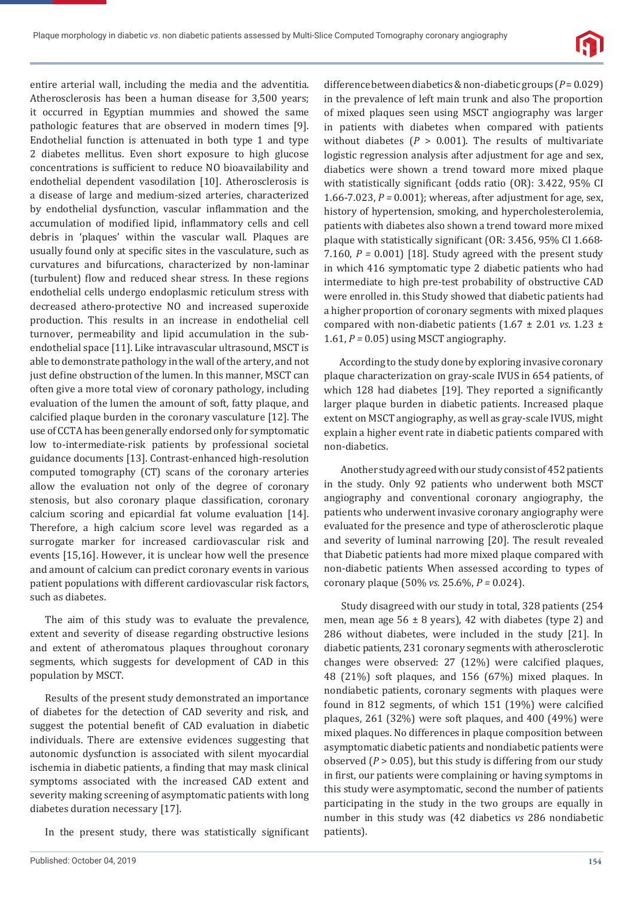entire arterial wall, including the media and the adventitia. Atherosclerosis has been a human disease for 3,500 years; it occurred in Egyptian mummies and showed the same pathologic features that are observed in modern times [9]. Endothelial function is attenuated in both type 1 and type 2 diabetes mellitus. Even short exposure to high glucose concentrations is sufficient to reduce NO bioavailability and endothelial dependent vasodilation [10]. Atherosclerosis is a disease of large and medium-sized arteries, characterized by endothelial dysfunction, vascular inflammation and the accumulation of modified lipid, inflammatory cells and cell debris in 'plaques' within the vascular wall. Plaques are usually found only at specific sites in the vasculature, such as curvatures and bifurcations, characterized by non-laminar (turbulent) flow and reduced shear stress. In these regions endothelial cells undergo endoplasmic reticulum stress with decreased athero-protective NO and increased superoxide production. This results in an increase in endothelial cell turnover, permeability and lipid accumulation in the sub-endothelial space [11]. Like intravascular ultrasound, MSCT is able to demonstrate pathology in the wall of the artery, and not just define obstruction of the lumen. In this manner, MSCT can often give a more total view of coronary pathology, including evaluation of the lumen the amount of soft, fatty plaque, and calcified plaque burden in the coronary vasculature [12]. The use of CCTA has been generally endorsed only for symptomatic low to-intermediate-risk patients by professional societal guidance documents [13]. Contrast-enhanced high-resolution computed tomography (CT) scans of the coronary arteries allow the evaluation not only of the degree of coronary stenosis, but also coronary plaque classification, coronary calcium scoring and epicardial fat volume evaluation [14]. Therefore, a high calcium score level was regarded as a surrogate marker for increased cardiovascular risk and events [15,16]. However, it is unclear how well the presence and amount of calcium can predict coronary events in various patient populations with different cardiovascular risk factors, such as diabetes.

The aim of this study was to evaluate the prevalence, extent and severity of disease regarding obstructive lesions and extent of atheromatous plaques throughout coronary segments, which suggests for development of CAD in this population by MSCT.

Results of the present study demonstrated an importance of diabetes for the detection of CAD severity and risk, and suggest the potential benefit of CAD evaluation in diabetic individuals. There are extensive evidences suggesting that autonomic dysfunction is associated with silent myocardial ischemia in diabetic patients, a finding that may mask clinical symptoms associated with the increased CAD extent and severity making screening of asymptomatic patients with long diabetes duration necessary [17].

In the present study, there was statistically significant difference between diabetics & non-diabetic groups ($P = 0.029$) in the prevalence of left main trunk and also The proportion of mixed plaques seen using MSCT angiography was larger in patients with diabetes when compared with patients without diabetes ($P > 0.001$). The results of multivariate logistic regression analysis after adjustment for age and sex, diabetics were shown a trend toward more mixed plaque with statistically significant {odds ratio (OR): 3.422, 95% CI 1.66-7.023, $P = 0.001$}; whereas, after adjustment for age, sex, history of hypertension, smoking, and hypercholesterolemia, patients with diabetes also shown a trend toward more mixed plaque with statistically significant (OR: 3.456, 95% CI 1.668-7.160, $P = 0.001$) [18]. Study agreed with the present study in which 416 symptomatic type 2 diabetic patients who had intermediate to high pre-test probability of obstructive CAD were enrolled in. this Study showed that diabetic patients had a higher proportion of coronary segments with mixed plaques compared with non-diabetic patients (1.67 ± 2.01 *vs*. 1.23 ± 1.61, $P = 0.05$) using MSCT angiography.

According to the study done by exploring invasive coronary plaque characterization on gray-scale IVUS in 654 patients, of which 128 had diabetes [19]. They reported a significantly larger plaque burden in diabetic patients. Increased plaque extent on MSCT angiography, as well as gray-scale IVUS, might explain a higher event rate in diabetic patients compared with non-diabetics.

Another study agreed with our study consist of 452 patients in the study. Only 92 patients who underwent both MSCT angiography and conventional coronary angiography, the patients who underwent invasive coronary angiography were evaluated for the presence and type of atherosclerotic plaque and severity of luminal narrowing [20]. The result revealed that Diabetic patients had more mixed plaque compared with non-diabetic patients When assessed according to types of coronary plaque (50% *vs*. 25.6%, $P = 0.024$).

Study disagreed with our study in total, 328 patients (254 men, mean age 56 ± 8 years), 42 with diabetes (type 2) and 286 without diabetes, were included in the study [21]. In diabetic patients, 231 coronary segments with atherosclerotic changes were observed: 27 (12%) were calcified plaques, 48 (21%) soft plaques, and 156 (67%) mixed plaques. In nondiabetic patients, coronary segments with plaques were found in 812 segments, of which 151 (19%) were calcified plaques, 261 (32%) were soft plaques, and 400 (49%) were mixed plaques. No differences in plaque composition between asymptomatic diabetic patients and nondiabetic patients were observed ($P > 0.05$), but this study is differing from our study in first, our patients were complaining or having symptoms in this study were asymptomatic, second the number of patients participating in the study in the two groups are equally in number in this study was (42 diabetics *vs* 286 nondiabetic patients).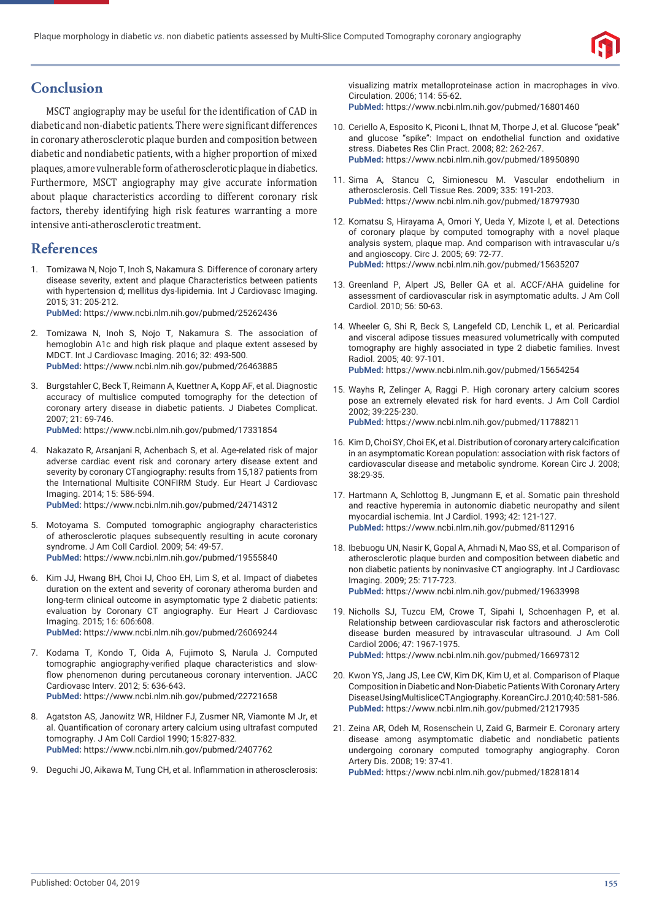## Conclusion

MSCT angiography may be useful for the identification of CAD in diabetic and non-diabetic patients. There were significant differences in coronary atherosclerotic plaque burden and composition between diabetic and nondiabetic patients, with a higher proportion of mixed plaques, a more vulnerable form of atherosclerotic plaque in diabetics. Furthermore, MSCT angiography may give accurate information about plaque characteristics according to different coronary risk factors, thereby identifying high risk features warranting a more intensive anti-atherosclerotic treatment.

## References

1. Tomizawa N, Nojo T, Inoh S, Nakamura S. Difference of coronary artery disease severity, extent and plaque Characteristics between patients with hypertension d; mellitus dys-lipidemia. Int J Cardiovasc Imaging. 2015; 31: 205-212.
**PubMed:** https://www.ncbi.nlm.nih.gov/pubmed/25262436

2. Tomizawa N, Inoh S, Nojo T, Nakamura S. The association of hemoglobin A1c and high risk plaque and plaque extent assesed by MDCT. Int J Cardiovasc Imaging. 2016; 32: 493-500.
**PubMed:** https://www.ncbi.nlm.nih.gov/pubmed/26463885

3. Burgstahler C, Beck T, Reimann A, Kuettner A, Kopp AF, et al. Diagnostic accuracy of multislice computed tomography for the detection of coronary artery disease in diabetic patients. J Diabetes Complicat. 2007; 21: 69-746.
**PubMed:** https://www.ncbi.nlm.nih.gov/pubmed/17331854

4. Nakazato R, Arsanjani R, Achenbach S, et al. Age-related risk of major adverse cardiac event risk and coronary artery disease extent and severity by coronary CTangiography: results from 15,187 patients from the International Multisite CONFIRM Study. Eur Heart J Cardiovasc Imaging. 2014; 15: 586-594.
**PubMed:** https://www.ncbi.nlm.nih.gov/pubmed/24714312

5. Motoyama S. Computed tomographic angiography characteristics of atherosclerotic plaques subsequently resulting in acute coronary syndrome. J Am Coll Cardiol. 2009; 54: 49-57.
**PubMed:** https://www.ncbi.nlm.nih.gov/pubmed/19555840

6. Kim JJ, Hwang BH, Choi IJ, Choo EH, Lim S, et al. Impact of diabetes duration on the extent and severity of coronary atheroma burden and long-term clinical outcome in asymptomatic type 2 diabetic patients: evaluation by Coronary CT angiography. Eur Heart J Cardiovasc Imaging. 2015; 16: 606:608.
**PubMed:** https://www.ncbi.nlm.nih.gov/pubmed/26069244

7. Kodama T, Kondo T, Oida A, Fujimoto S, Narula J. Computed tomographic angiography-verified plaque characteristics and slow-flow phenomenon during percutaneous coronary intervention. JACC Cardiovasc Interv. 2012; 5: 636-643.
**PubMed:** https://www.ncbi.nlm.nih.gov/pubmed/22721658

8. Agatston AS, Janowitz WR, Hildner FJ, Zusmer NR, Viamonte M Jr, et al. Quantification of coronary artery calcium using ultrafast computed tomography. J Am Coll Cardiol 1990; 15:827-832.
**PubMed:** https://www.ncbi.nlm.nih.gov/pubmed/2407762

9. Deguchi JO, Aikawa M, Tung CH, et al. Inflammation in atherosclerosis: visualizing matrix metalloproteinase action in macrophages in vivo. Circulation. 2006; 114: 55-62.
**PubMed:** https://www.ncbi.nlm.nih.gov/pubmed/16801460

10. Ceriello A, Esposito K, Piconi L, Ihnat M, Thorpe J, et al. Glucose "peak" and glucose "spike": Impact on endothelial function and oxidative stress. Diabetes Res Clin Pract. 2008; 82: 262-267.
**PubMed:** https://www.ncbi.nlm.nih.gov/pubmed/18950890

11. Sima A, Stancu C, Simionescu M. Vascular endothelium in atherosclerosis. Cell Tissue Res. 2009; 335: 191-203.
**PubMed:** https://www.ncbi.nlm.nih.gov/pubmed/18797930

12. Komatsu S, Hirayama A, Omori Y, Ueda Y, Mizote I, et al. Detections of coronary plaque by computed tomography with a novel plaque analysis system, plaque map. And comparison with intravascular u/s and angioscopy. Circ J. 2005; 69: 72-77.
**PubMed:** https://www.ncbi.nlm.nih.gov/pubmed/15635207

13. Greenland P, Alpert JS, Beller GA et al. ACCF/AHA guideline for assessment of cardiovascular risk in asymptomatic adults. J Am Coll Cardiol. 2010; 56: 50-63.

14. Wheeler G, Shi R, Beck S, Langefeld CD, Lenchik L, et al. Pericardial and visceral adipose tissues measured volumetrically with computed tomography are highly associated in type 2 diabetic families. Invest Radiol. 2005; 40: 97-101.
**PubMed:** https://www.ncbi.nlm.nih.gov/pubmed/15654254

15. Wayhs R, Zelinger A, Raggi P. High coronary artery calcium scores pose an extremely elevated risk for hard events. J Am Coll Cardiol 2002; 39:225-230.
**PubMed:** https://www.ncbi.nlm.nih.gov/pubmed/11788211

16. Kim D, Choi SY, Choi EK, et al. Distribution of coronary artery calcification in an asymptomatic Korean population: association with risk factors of cardiovascular disease and metabolic syndrome. Korean Circ J. 2008; 38:29-35.

17. Hartmann A, Schlottog B, Jungmann E, et al. Somatic pain threshold and reactive hyperemia in autonomic diabetic neuropathy and silent myocardial ischemia. Int J Cardiol. 1993; 42: 121-127.
**PubMed:** https://www.ncbi.nlm.nih.gov/pubmed/8112916

18. Ibebuogu UN, Nasir K, Gopal A, Ahmadi N, Mao SS, et al. Comparison of atherosclerotic plaque burden and composition between diabetic and non diabetic patients by noninvasive CT angiography. Int J Cardiovasc Imaging. 2009; 25: 717-723.
**PubMed:** https://www.ncbi.nlm.nih.gov/pubmed/19633998

19. Nicholls SJ, Tuzcu EM, Crowe T, Sipahi I, Schoenhagen P, et al. Relationship between cardiovascular risk factors and atherosclerotic disease burden measured by intravascular ultrasound. J Am Coll Cardiol 2006; 47: 1967-1975.
**PubMed:** https://www.ncbi.nlm.nih.gov/pubmed/16697312

20. Kwon YS, Jang JS, Lee CW, Kim DK, Kim U, et al. Comparison of Plaque Composition in Diabetic and Non-Diabetic Patients With Coronary Artery DiseaseUsingMultisliceCTAngiography.KoreanCircJ.2010;40:581-586.
**PubMed:** https://www.ncbi.nlm.nih.gov/pubmed/21217935

21. Zeina AR, Odeh M, Rosenschein U, Zaid G, Barmeir E. Coronary artery disease among asymptomatic diabetic and nondiabetic patients undergoing coronary computed tomography angiography. Coron Artery Dis. 2008; 19: 37-41.
**PubMed:** https://www.ncbi.nlm.nih.gov/pubmed/18281814